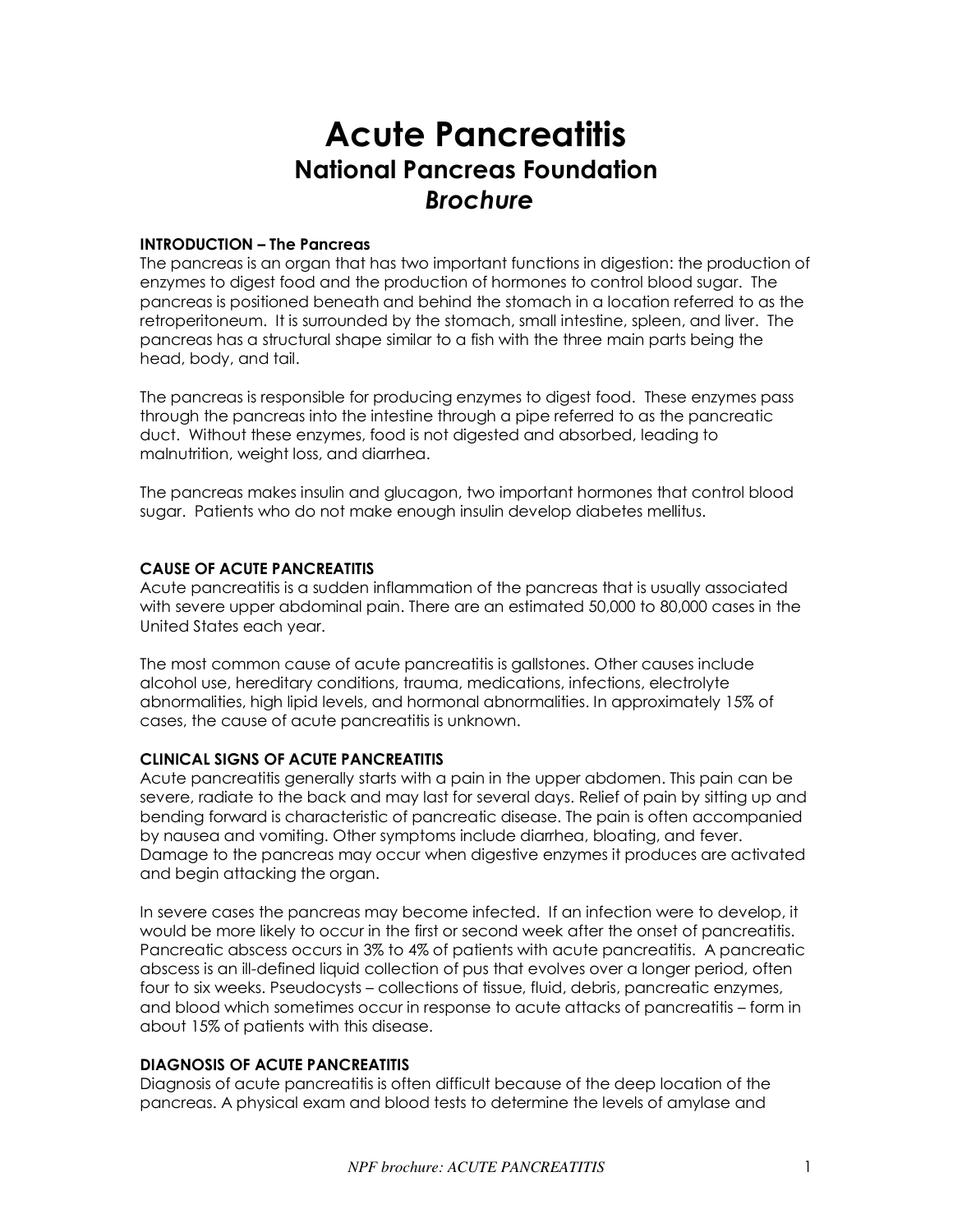# Acute Pancreatitis
## National Pancreas Foundation
## *Brochure*

**INTRODUCTION – The Pancreas**

The pancreas is an organ that has two important functions in digestion: the production of enzymes to digest food and the production of hormones to control blood sugar. The pancreas is positioned beneath and behind the stomach in a location referred to as the retroperitoneum. It is surrounded by the stomach, small intestine, spleen, and liver. The pancreas has a structural shape similar to a fish with the three main parts being the head, body, and tail.

The pancreas is responsible for producing enzymes to digest food. These enzymes pass through the pancreas into the intestine through a pipe referred to as the pancreatic duct. Without these enzymes, food is not digested and absorbed, leading to malnutrition, weight loss, and diarrhea.

The pancreas makes insulin and glucagon, two important hormones that control blood sugar. Patients who do not make enough insulin develop diabetes mellitus.

**CAUSE OF ACUTE PANCREATITIS**

Acute pancreatitis is a sudden inflammation of the pancreas that is usually associated with severe upper abdominal pain. There are an estimated 50,000 to 80,000 cases in the United States each year.

The most common cause of acute pancreatitis is gallstones. Other causes include alcohol use, hereditary conditions, trauma, medications, infections, electrolyte abnormalities, high lipid levels, and hormonal abnormalities. In approximately 15% of cases, the cause of acute pancreatitis is unknown.

**CLINICAL SIGNS OF ACUTE PANCREATITIS**

Acute pancreatitis generally starts with a pain in the upper abdomen. This pain can be severe, radiate to the back and may last for several days. Relief of pain by sitting up and bending forward is characteristic of pancreatic disease. The pain is often accompanied by nausea and vomiting. Other symptoms include diarrhea, bloating, and fever. Damage to the pancreas may occur when digestive enzymes it produces are activated and begin attacking the organ.

In severe cases the pancreas may become infected. If an infection were to develop, it would be more likely to occur in the first or second week after the onset of pancreatitis. Pancreatic abscess occurs in 3% to 4% of patients with acute pancreatitis. A pancreatic abscess is an ill-defined liquid collection of pus that evolves over a longer period, often four to six weeks. Pseudocysts – collections of tissue, fluid, debris, pancreatic enzymes, and blood which sometimes occur in response to acute attacks of pancreatitis – form in about 15% of patients with this disease.

**DIAGNOSIS OF ACUTE PANCREATITIS**

Diagnosis of acute pancreatitis is often difficult because of the deep location of the pancreas. A physical exam and blood tests to determine the levels of amylase and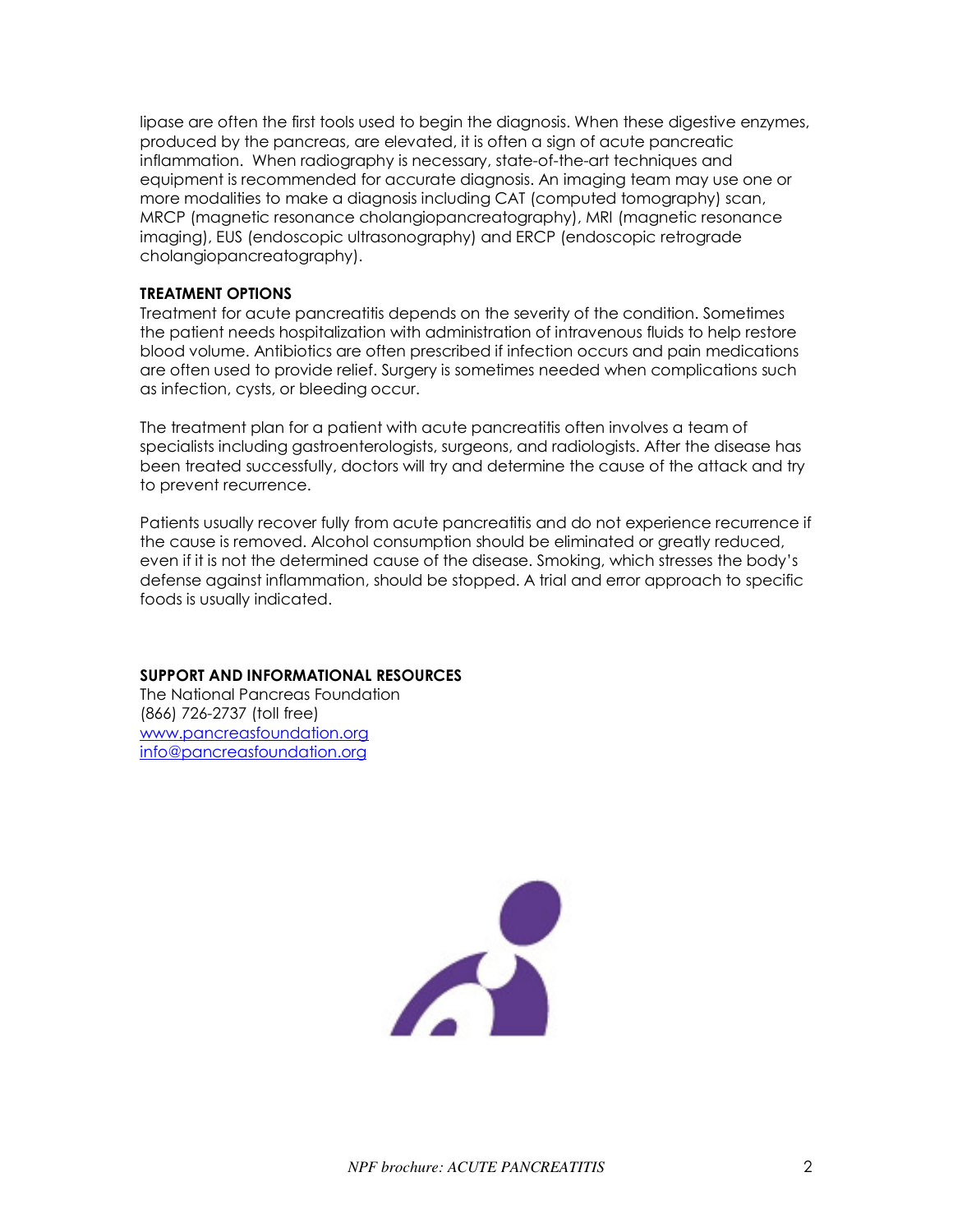lipase are often the first tools used to begin the diagnosis. When these digestive enzymes, produced by the pancreas, are elevated, it is often a sign of acute pancreatic inflammation. When radiography is necessary, state-of-the-art techniques and equipment is recommended for accurate diagnosis. An imaging team may use one or more modalities to make a diagnosis including CAT (computed tomography) scan, MRCP (magnetic resonance cholangiopancreatography), MRI (magnetic resonance imaging), EUS (endoscopic ultrasonography) and ERCP (endoscopic retrograde cholangiopancreatography).

**TREATMENT OPTIONS**

Treatment for acute pancreatitis depends on the severity of the condition. Sometimes the patient needs hospitalization with administration of intravenous fluids to help restore blood volume. Antibiotics are often prescribed if infection occurs and pain medications are often used to provide relief. Surgery is sometimes needed when complications such as infection, cysts, or bleeding occur.

The treatment plan for a patient with acute pancreatitis often involves a team of specialists including gastroenterologists, surgeons, and radiologists. After the disease has been treated successfully, doctors will try and determine the cause of the attack and try to prevent recurrence.

Patients usually recover fully from acute pancreatitis and do not experience recurrence if the cause is removed. Alcohol consumption should be eliminated or greatly reduced, even if it is not the determined cause of the disease. Smoking, which stresses the body's defense against inflammation, should be stopped. A trial and error approach to specific foods is usually indicated.

**SUPPORT AND INFORMATIONAL RESOURCES**

The National Pancreas Foundation
(866) 726-2737 (toll free)
[www.pancreasfoundation.org](http://www.pancreasfoundation.org)
[info@pancreasfoundation.org](mailto:info@pancreasfoundation.org)